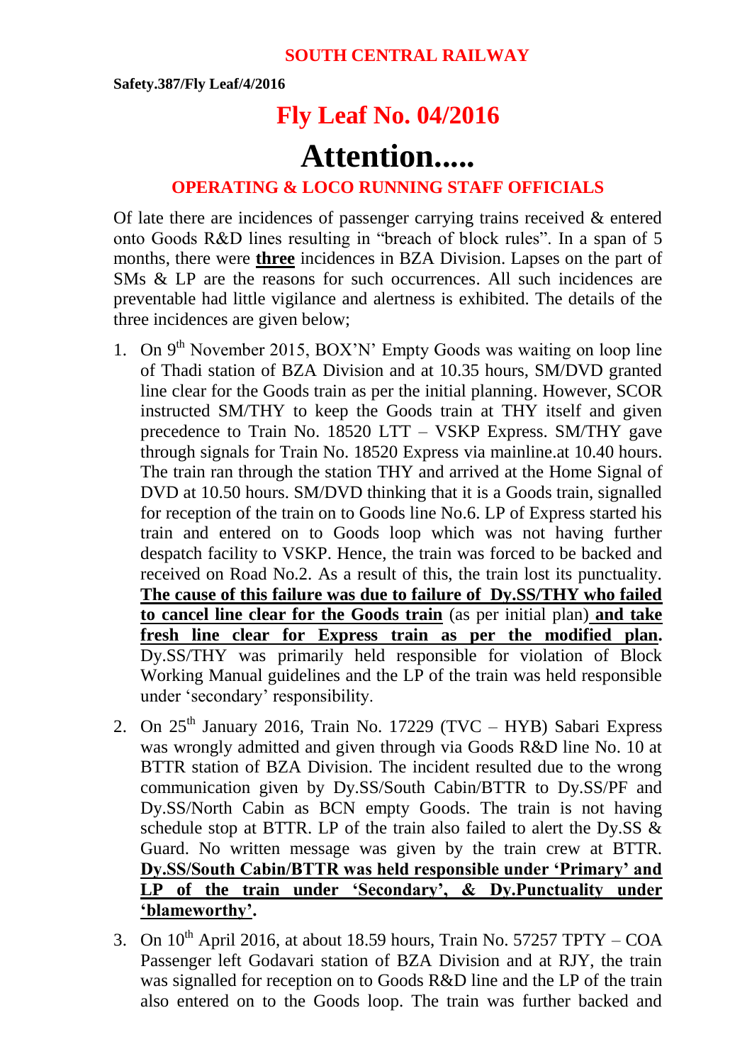**SOUTH CENTRAL RAILWAY**

**Safety.387/Fly Leaf/4/2016**

# Fly Leaf No. 04/2016

# Attention.....

## OPERATING & LOCO RUNNING STAFF OFFICIALS

Of late there are incidences of passenger carrying trains received & entered onto Goods R&D lines resulting in "breach of block rules". In a span of 5 months, there were **three** incidences in BZA Division. Lapses on the part of SMs & LP are the reasons for such occurrences. All such incidences are preventable had little vigilance and alertness is exhibited. The details of the three incidences are given below;

1. On 9th November 2015, BOX'N' Empty Goods was waiting on loop line of Thadi station of BZA Division and at 10.35 hours, SM/DVD granted line clear for the Goods train as per the initial planning. However, SCOR instructed SM/THY to keep the Goods train at THY itself and given precedence to Train No. 18520 LTT – VSKP Express. SM/THY gave through signals for Train No. 18520 Express via mainline.at 10.40 hours. The train ran through the station THY and arrived at the Home Signal of DVD at 10.50 hours. SM/DVD thinking that it is a Goods train, signalled for reception of the train on to Goods line No.6. LP of Express started his train and entered on to Goods loop which was not having further despatch facility to VSKP. Hence, the train was forced to be backed and received on Road No.2. As a result of this, the train lost its punctuality. **The cause of this failure was due to failure of Dy.SS/THY who failed to cancel line clear for the Goods train** (as per initial plan) **and take fresh line clear for Express train as per the modified plan.** Dy.SS/THY was primarily held responsible for violation of Block Working Manual guidelines and the LP of the train was held responsible under 'secondary' responsibility.

2. On 25th January 2016, Train No. 17229 (TVC – HYB) Sabari Express was wrongly admitted and given through via Goods R&D line No. 10 at BTTR station of BZA Division. The incident resulted due to the wrong communication given by Dy.SS/South Cabin/BTTR to Dy.SS/PF and Dy.SS/North Cabin as BCN empty Goods. The train is not having schedule stop at BTTR. LP of the train also failed to alert the Dy.SS & Guard. No written message was given by the train crew at BTTR. **Dy.SS/South Cabin/BTTR was held responsible under 'Primary' and LP of the train under 'Secondary', & Dy.Punctuality under 'blameworthy'.**

3. On 10th April 2016, at about 18.59 hours, Train No. 57257 TPTY – COA Passenger left Godavari station of BZA Division and at RJY, the train was signalled for reception on to Goods R&D line and the LP of the train also entered on to the Goods loop. The train was further backed and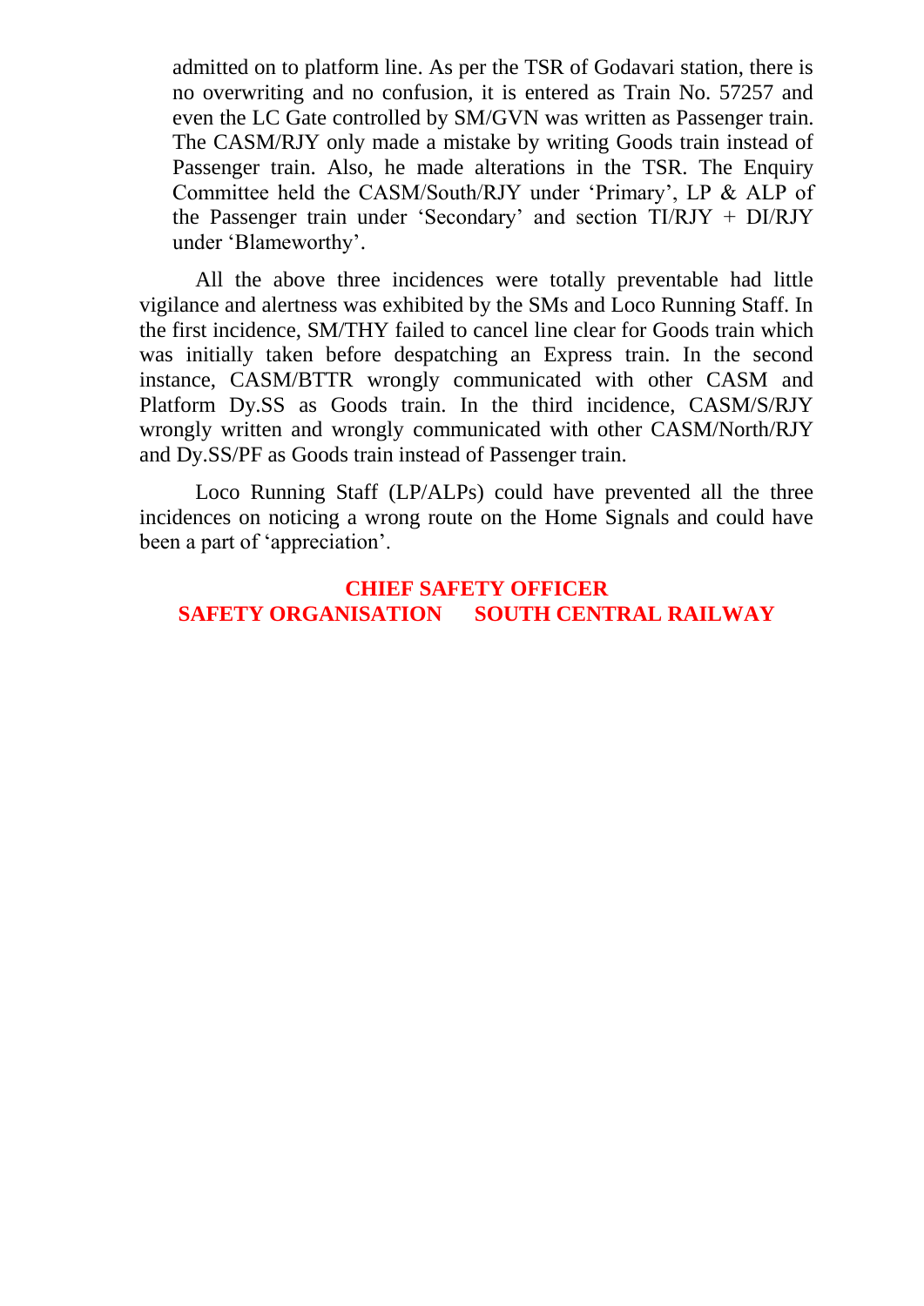admitted on to platform line. As per the TSR of Godavari station, there is no overwriting and no confusion, it is entered as Train No. 57257 and even the LC Gate controlled by SM/GVN was written as Passenger train. The CASM/RJY only made a mistake by writing Goods train instead of Passenger train. Also, he made alterations in the TSR. The Enquiry Committee held the CASM/South/RJY under 'Primary', LP & ALP of the Passenger train under 'Secondary' and section TI/RJY + DI/RJY under 'Blameworthy'.

All the above three incidences were totally preventable had little vigilance and alertness was exhibited by the SMs and Loco Running Staff. In the first incidence, SM/THY failed to cancel line clear for Goods train which was initially taken before despatching an Express train. In the second instance, CASM/BTTR wrongly communicated with other CASM and Platform Dy.SS as Goods train. In the third incidence, CASM/S/RJY wrongly written and wrongly communicated with other CASM/North/RJY and Dy.SS/PF as Goods train instead of Passenger train.

Loco Running Staff (LP/ALPs) could have prevented all the three incidences on noticing a wrong route on the Home Signals and could have been a part of 'appreciation'.

**CHIEF SAFETY OFFICER**
**SAFETY ORGANISATION SOUTH CENTRAL RAILWAY**